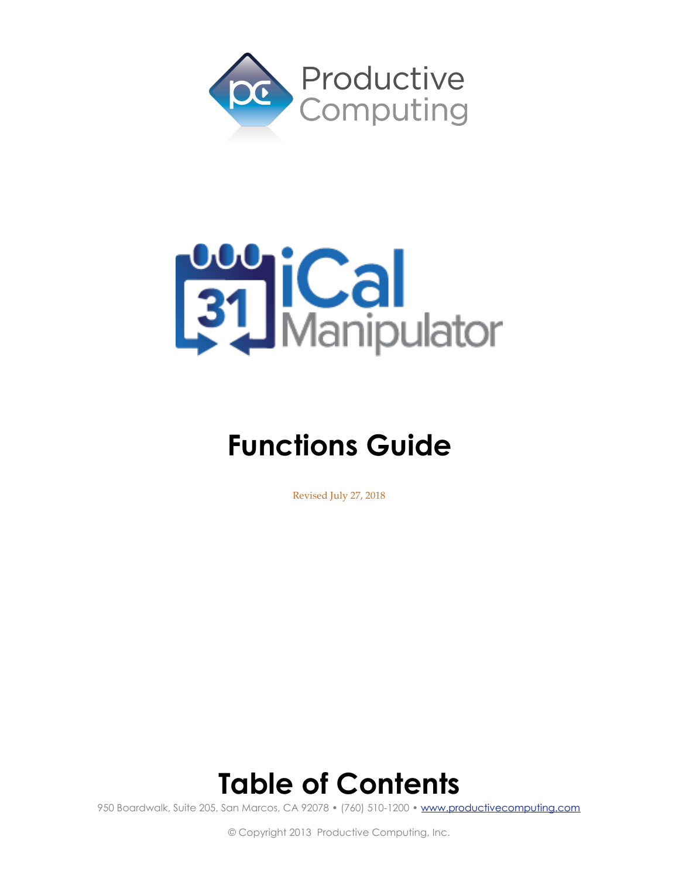Productive Computing

iCal Manipulator

# Functions Guide

Revised July 27, 2018

# Table of Contents

950 Boardwalk, Suite 205, San Marcos, CA 92078 • (760) 510-1200 • www.productivecomputing.com

© Copyright 2013 Productive Computing, Inc.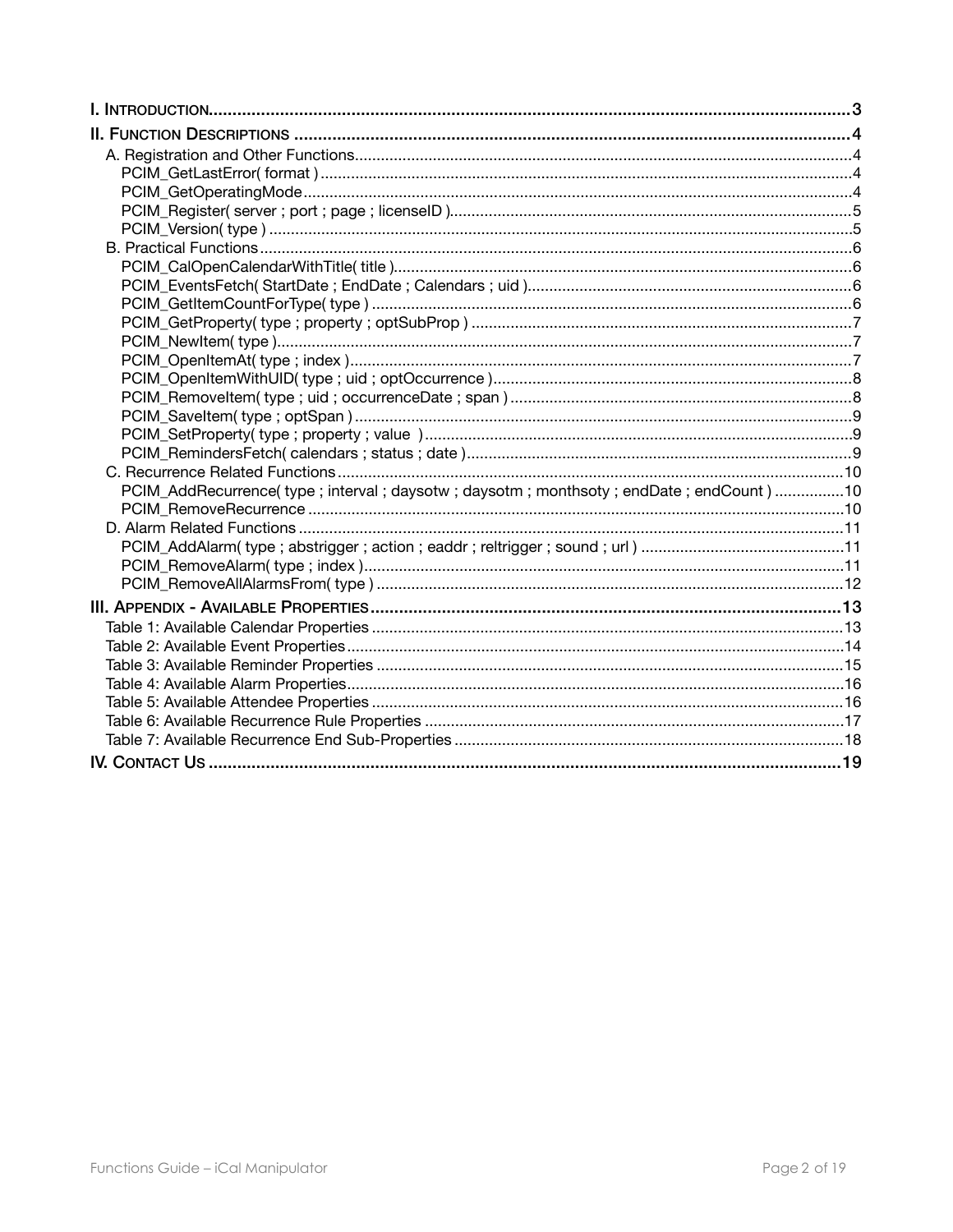- I. Introduction ..... 3
- II. Function Descriptions ..... 4
  - A. Registration and Other Functions ..... 4
    - PCIM_GetLastError( format ) ..... 4
    - PCIM_GetOperatingMode ..... 4
    - PCIM_Register( server ; port ; page ; licenseID ) ..... 5
    - PCIM_Version( type ) ..... 5
  - B. Practical Functions ..... 6
    - PCIM_CalOpenCalendarWithTitle( title ) ..... 6
    - PCIM_EventsFetch( StartDate ; EndDate ; Calendars ; uid ) ..... 6
    - PCIM_GetItemCountForType( type ) ..... 6
    - PCIM_GetProperty( type ; property ; optSubProp ) ..... 7
    - PCIM_NewItem( type ) ..... 7
    - PCIM_OpenItemAt( type ; index ) ..... 7
    - PCIM_OpenItemWithUID( type ; uid ; optOccurrence ) ..... 8
    - PCIM_RemoveItem( type ; uid ; occurrenceDate ; span ) ..... 8
    - PCIM_SaveItem( type ; optSpan ) ..... 9
    - PCIM_SetProperty( type ; property ; value ) ..... 9
    - PCIM_RemindersFetch( calendars ; status ; date ) ..... 9
  - C. Recurrence Related Functions ..... 10
    - PCIM_AddRecurrence( type ; interval ; daysotw ; daysotm ; monthsoty ; endDate ; endCount ) ..... 10
    - PCIM_RemoveRecurrence ..... 10
  - D. Alarm Related Functions ..... 11
    - PCIM_AddAlarm( type ; abstrigger ; action ; eaddr ; reltrigger ; sound ; url ) ..... 11
    - PCIM_RemoveAlarm( type ; index ) ..... 11
    - PCIM_RemoveAllAlarmsFrom( type ) ..... 12
- III. Appendix - Available Properties ..... 13
  - Table 1: Available Calendar Properties ..... 13
  - Table 2: Available Event Properties ..... 14
  - Table 3: Available Reminder Properties ..... 15
  - Table 4: Available Alarm Properties ..... 16
  - Table 5: Available Attendee Properties ..... 16
  - Table 6: Available Recurrence Rule Properties ..... 17
  - Table 7: Available Recurrence End Sub-Properties ..... 18
- IV. Contact Us ..... 19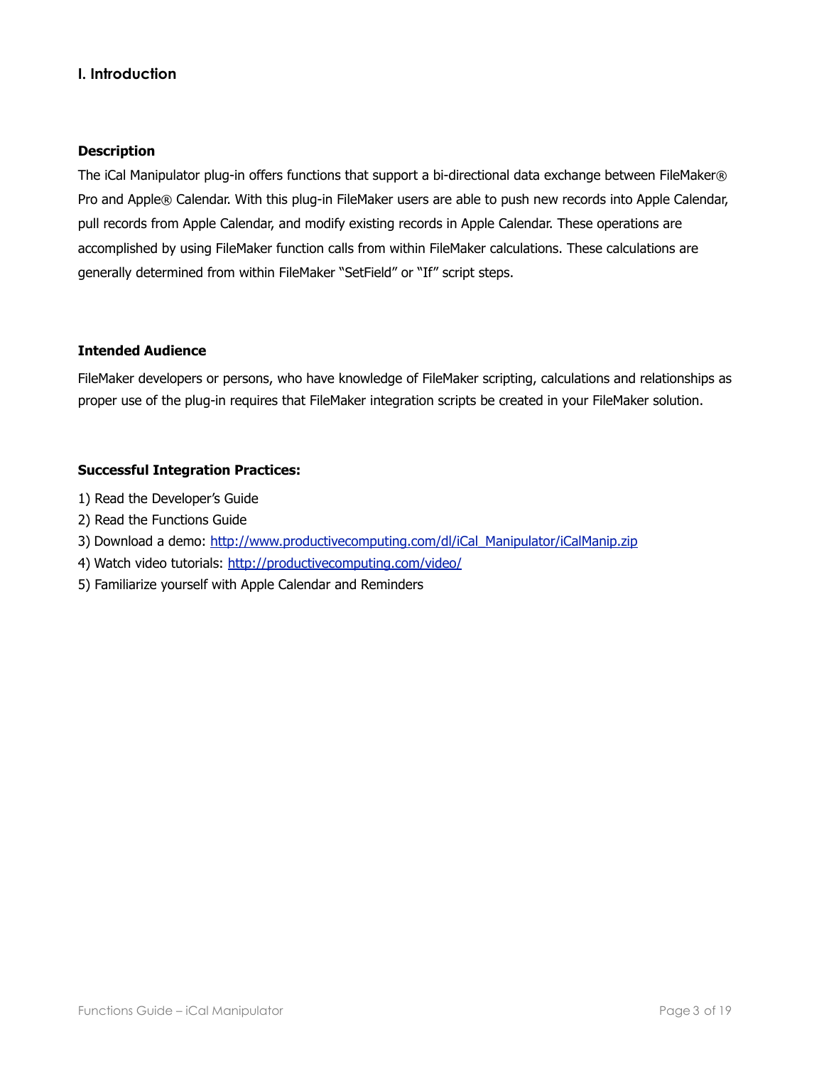## I. Introduction

### Description

The iCal Manipulator plug-in offers functions that support a bi-directional data exchange between FileMaker® Pro and Apple® Calendar. With this plug-in FileMaker users are able to push new records into Apple Calendar, pull records from Apple Calendar, and modify existing records in Apple Calendar. These operations are accomplished by using FileMaker function calls from within FileMaker calculations. These calculations are generally determined from within FileMaker "SetField" or "If" script steps.

### Intended Audience

FileMaker developers or persons, who have knowledge of FileMaker scripting, calculations and relationships as proper use of the plug-in requires that FileMaker integration scripts be created in your FileMaker solution.

### Successful Integration Practices:

1) Read the Developer's Guide
2) Read the Functions Guide
3) Download a demo: [http://www.productivecomputing.com/dl/iCal_Manipulator/iCalManip.zip](http://www.productivecomputing.com/dl/iCal_Manipulator/iCalManip.zip)
4) Watch video tutorials: [http://productivecomputing.com/video/](http://productivecomputing.com/video/)
5) Familiarize yourself with Apple Calendar and Reminders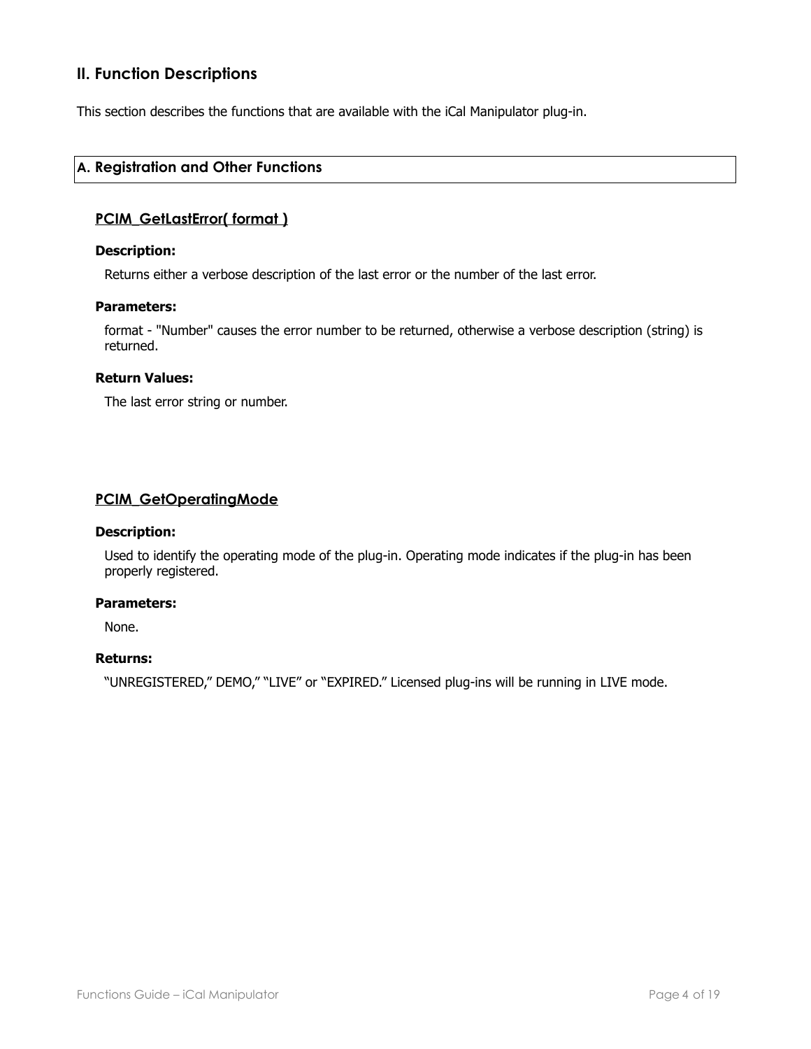## II. Function Descriptions

This section describes the functions that are available with the iCal Manipulator plug-in.

### A. Registration and Other Functions

#### PCIM_GetLastError( format )

**Description:**

Returns either a verbose description of the last error or the number of the last error.

**Parameters:**

format - "Number" causes the error number to be returned, otherwise a verbose description (string) is returned.

**Return Values:**

The last error string or number.

#### PCIM_GetOperatingMode

**Description:**

Used to identify the operating mode of the plug-in. Operating mode indicates if the plug-in has been properly registered.

**Parameters:**

None.

**Returns:**

"UNREGISTERED," DEMO," "LIVE" or "EXPIRED." Licensed plug-ins will be running in LIVE mode.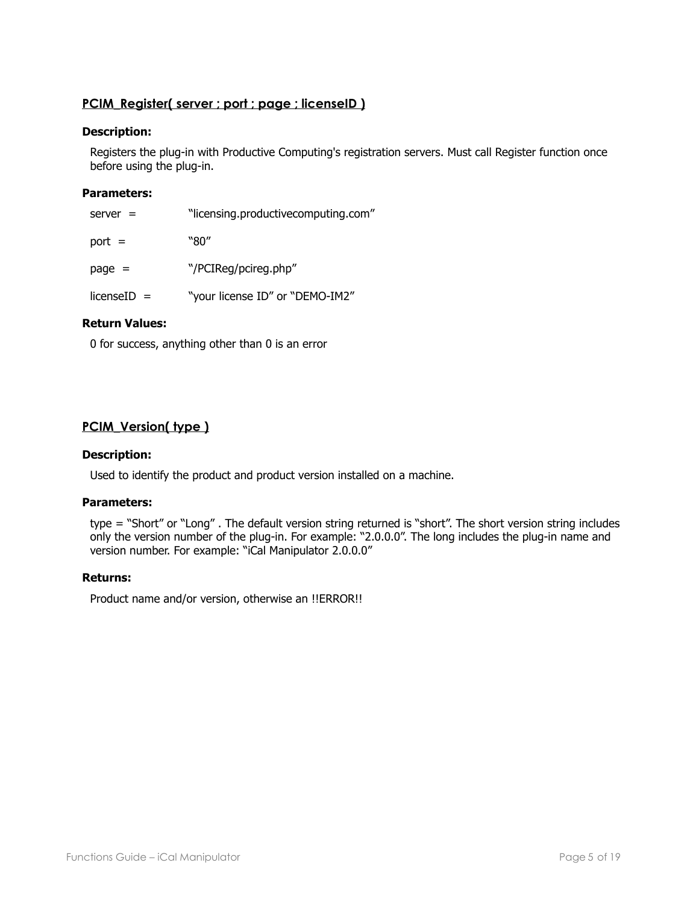## PCIM_Register( server ; port ; page ; licenseID )

**Description:**

Registers the plug-in with Productive Computing's registration servers. Must call Register function once before using the plug-in.

**Parameters:**

| | |
|---|---|
| server = | "licensing.productivecomputing.com" |
| port = | "80" |
| page = | "/PCIReg/pcireg.php" |
| licenseID = | "your license ID" or "DEMO-IM2" |

**Return Values:**

0 for success, anything other than 0 is an error

## PCIM_Version( type )

**Description:**

Used to identify the product and product version installed on a machine.

**Parameters:**

type = "Short" or "Long" . The default version string returned is "short". The short version string includes only the version number of the plug-in. For example: "2.0.0.0". The long includes the plug-in name and version number. For example: "iCal Manipulator 2.0.0.0"

**Returns:**

Product name and/or version, otherwise an !!ERROR!!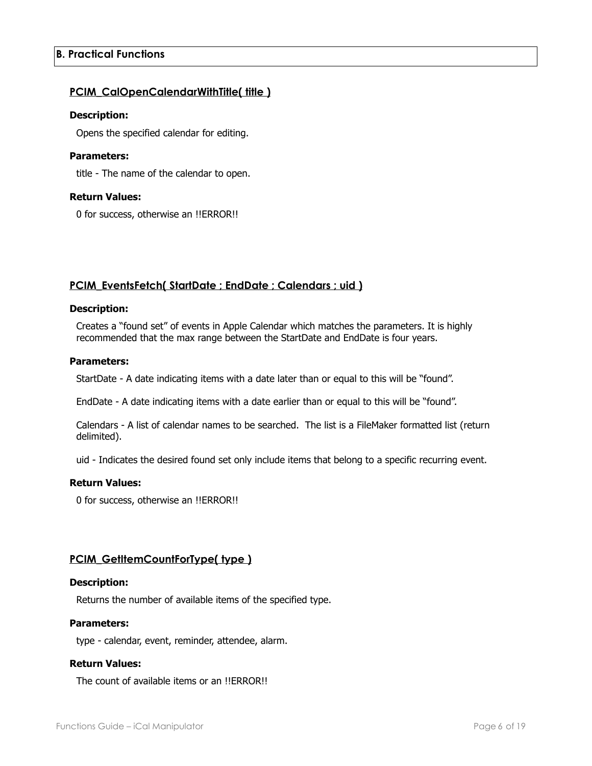## B. Practical Functions

### PCIM_CalOpenCalendarWithTitle( title )

**Description:**

Opens the specified calendar for editing.

**Parameters:**

title - The name of the calendar to open.

**Return Values:**

0 for success, otherwise an !!ERROR!!

### PCIM_EventsFetch( StartDate ; EndDate ; Calendars ; uid )

**Description:**

Creates a "found set" of events in Apple Calendar which matches the parameters. It is highly recommended that the max range between the StartDate and EndDate is four years.

**Parameters:**

StartDate - A date indicating items with a date later than or equal to this will be "found".

EndDate - A date indicating items with a date earlier than or equal to this will be "found".

Calendars - A list of calendar names to be searched. The list is a FileMaker formatted list (return delimited).

uid - Indicates the desired found set only include items that belong to a specific recurring event.

**Return Values:**

0 for success, otherwise an !!ERROR!!

### PCIM_GetItemCountForType( type )

**Description:**

Returns the number of available items of the specified type.

**Parameters:**

type - calendar, event, reminder, attendee, alarm.

**Return Values:**

The count of available items or an !!ERROR!!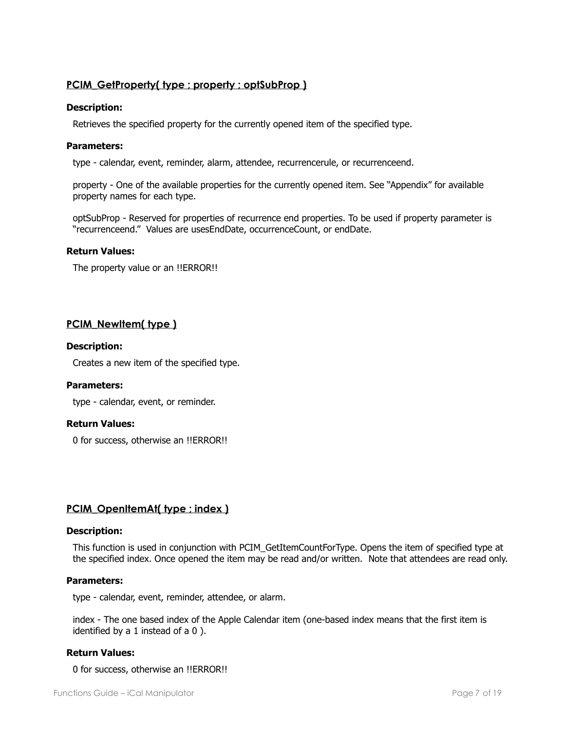## PCIM_GetProperty( type ; property ; optSubProp )

**Description:**

Retrieves the specified property for the currently opened item of the specified type.

**Parameters:**

type - calendar, event, reminder, alarm, attendee, recurrencerule, or recurrenceend.

property - One of the available properties for the currently opened item. See “Appendix” for available property names for each type.

optSubProp - Reserved for properties of recurrence end properties. To be used if property parameter is “recurrenceend.” Values are usesEndDate, occurrenceCount, or endDate.

**Return Values:**

The property value or an !!ERROR!!

## PCIM_NewItem( type )

**Description:**

Creates a new item of the specified type.

**Parameters:**

type - calendar, event, or reminder.

**Return Values:**

0 for success, otherwise an !!ERROR!!

## PCIM_OpenItemAt( type ; index )

**Description:**

This function is used in conjunction with PCIM_GetItemCountForType. Opens the item of specified type at the specified index. Once opened the item may be read and/or written. Note that attendees are read only.

**Parameters:**

type - calendar, event, reminder, attendee, or alarm.

index - The one based index of the Apple Calendar item (one-based index means that the first item is identified by a 1 instead of a 0 ).

**Return Values:**

0 for success, otherwise an !!ERROR!!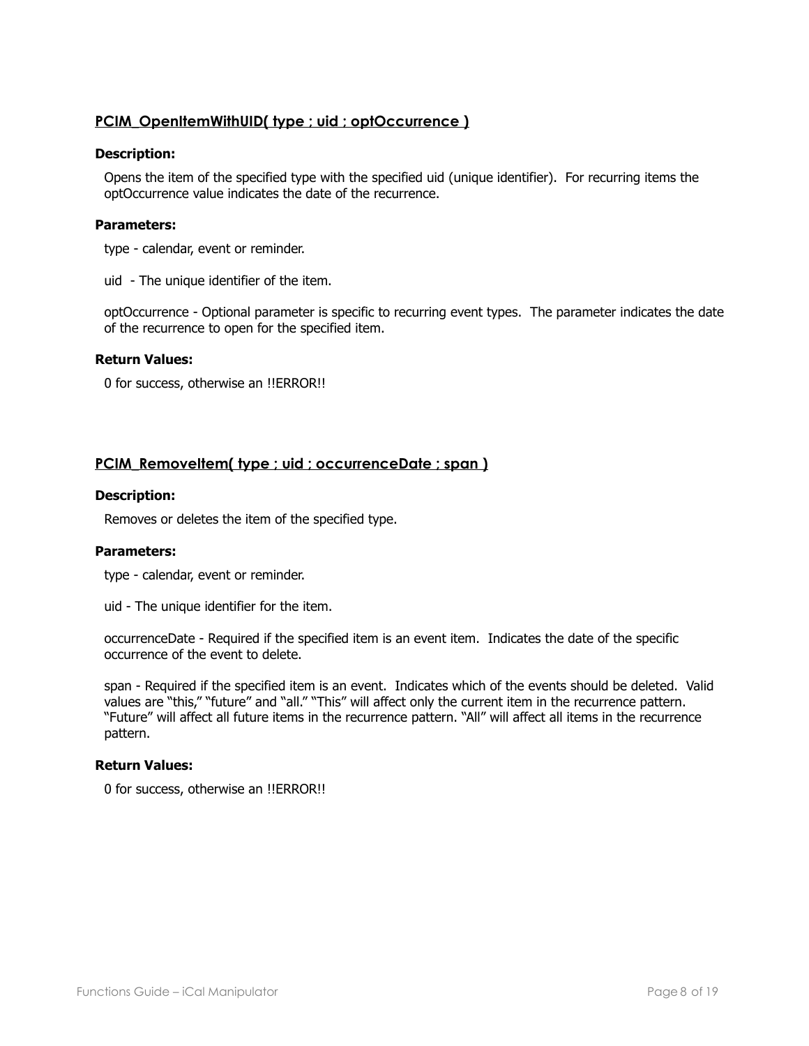## PCIM_OpenItemWithUID( type ; uid ; optOccurrence )

**Description:**

Opens the item of the specified type with the specified uid (unique identifier). For recurring items the optOccurrence value indicates the date of the recurrence.

**Parameters:**

type - calendar, event or reminder.

uid - The unique identifier of the item.

optOccurrence - Optional parameter is specific to recurring event types. The parameter indicates the date of the recurrence to open for the specified item.

**Return Values:**

0 for success, otherwise an !!ERROR!!

## PCIM_RemoveItem( type ; uid ; occurrenceDate ; span )

**Description:**

Removes or deletes the item of the specified type.

**Parameters:**

type - calendar, event or reminder.

uid - The unique identifier for the item.

occurrenceDate - Required if the specified item is an event item. Indicates the date of the specific occurrence of the event to delete.

span - Required if the specified item is an event. Indicates which of the events should be deleted. Valid values are "this," "future" and "all." "This" will affect only the current item in the recurrence pattern. "Future" will affect all future items in the recurrence pattern. "All" will affect all items in the recurrence pattern.

**Return Values:**

0 for success, otherwise an !!ERROR!!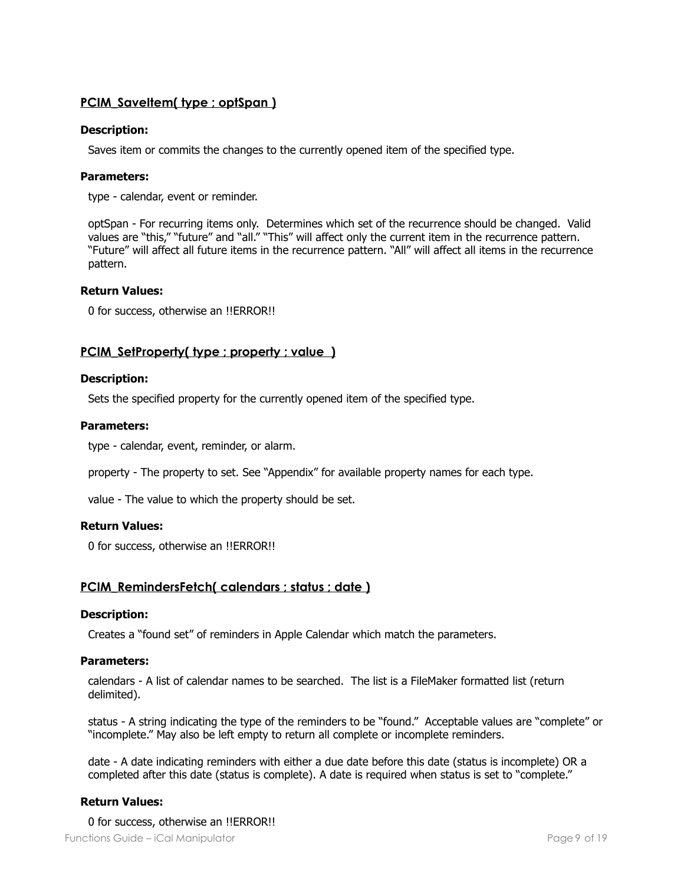## PCIM_SaveItem( type ; optSpan )

**Description:**

Saves item or commits the changes to the currently opened item of the specified type.

**Parameters:**

type - calendar, event or reminder.

optSpan - For recurring items only. Determines which set of the recurrence should be changed. Valid values are "this," "future" and "all." "This" will affect only the current item in the recurrence pattern. "Future" will affect all future items in the recurrence pattern. "All" will affect all items in the recurrence pattern.

**Return Values:**

0 for success, otherwise an !!ERROR!!

## PCIM_SetProperty( type ; property ; value )

**Description:**

Sets the specified property for the currently opened item of the specified type.

**Parameters:**

type - calendar, event, reminder, or alarm.

property - The property to set. See "Appendix" for available property names for each type.

value - The value to which the property should be set.

**Return Values:**

0 for success, otherwise an !!ERROR!!

## PCIM_RemindersFetch( calendars ; status ; date )

**Description:**

Creates a "found set" of reminders in Apple Calendar which match the parameters.

**Parameters:**

calendars - A list of calendar names to be searched. The list is a FileMaker formatted list (return delimited).

status - A string indicating the type of the reminders to be "found." Acceptable values are "complete" or "incomplete." May also be left empty to return all complete or incomplete reminders.

date - A date indicating reminders with either a due date before this date (status is incomplete) OR a completed after this date (status is complete). A date is required when status is set to "complete."

**Return Values:**

0 for success, otherwise an !!ERROR!!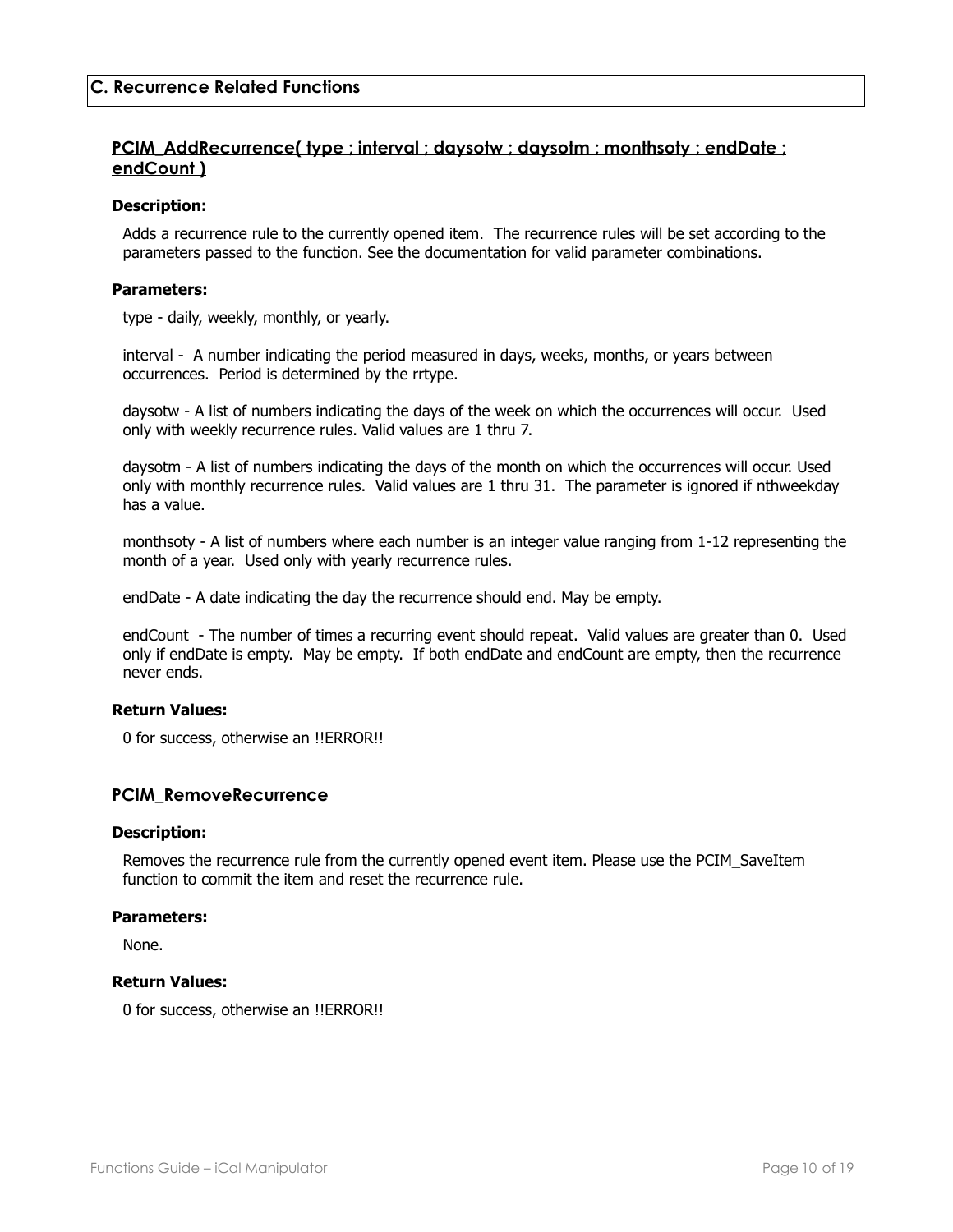## C. Recurrence Related Functions

### PCIM_AddRecurrence( type ; interval ; daysotw ; daysotm ; monthsoty ; endDate ; endCount )

**Description:**

Adds a recurrence rule to the currently opened item. The recurrence rules will be set according to the parameters passed to the function. See the documentation for valid parameter combinations.

**Parameters:**

type - daily, weekly, monthly, or yearly.

interval - A number indicating the period measured in days, weeks, months, or years between occurrences. Period is determined by the rrtype.

daysotw - A list of numbers indicating the days of the week on which the occurrences will occur. Used only with weekly recurrence rules. Valid values are 1 thru 7.

daysotm - A list of numbers indicating the days of the month on which the occurrences will occur. Used only with monthly recurrence rules. Valid values are 1 thru 31. The parameter is ignored if nthweekday has a value.

monthsoty - A list of numbers where each number is an integer value ranging from 1-12 representing the month of a year. Used only with yearly recurrence rules.

endDate - A date indicating the day the recurrence should end. May be empty.

endCount - The number of times a recurring event should repeat. Valid values are greater than 0. Used only if endDate is empty. May be empty. If both endDate and endCount are empty, then the recurrence never ends.

**Return Values:**

0 for success, otherwise an !!ERROR!!

### PCIM_RemoveRecurrence

**Description:**

Removes the recurrence rule from the currently opened event item. Please use the PCIM_SaveItem function to commit the item and reset the recurrence rule.

**Parameters:**

None.

**Return Values:**

0 for success, otherwise an !!ERROR!!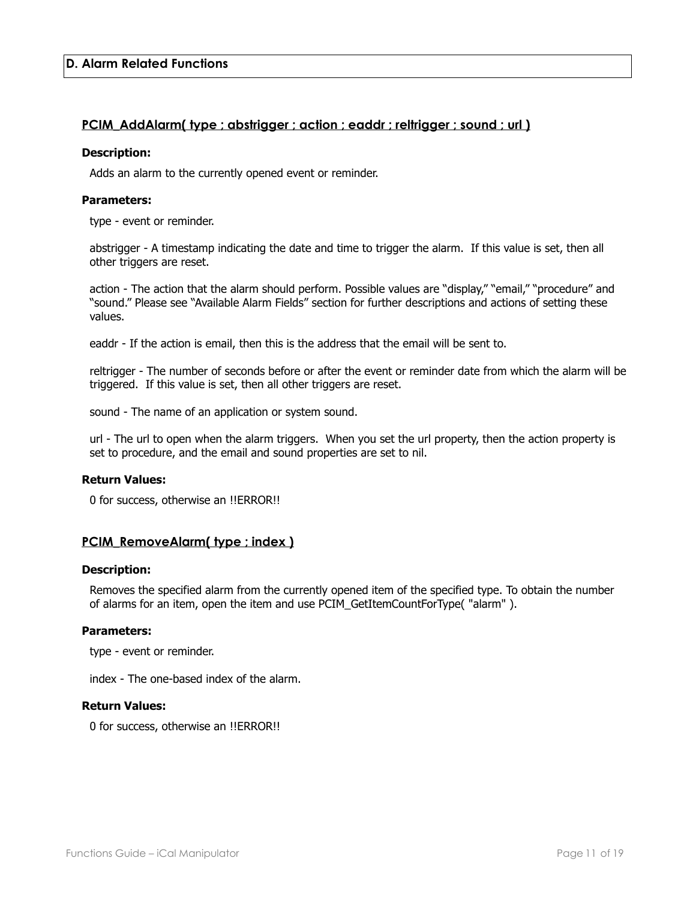## D. Alarm Related Functions

### PCIM_AddAlarm( type ; abstrigger ; action ; eaddr ; reltrigger ; sound ; url )

**Description:**

Adds an alarm to the currently opened event or reminder.

**Parameters:**

type - event or reminder.

abstrigger - A timestamp indicating the date and time to trigger the alarm. If this value is set, then all other triggers are reset.

action - The action that the alarm should perform. Possible values are "display," "email," "procedure" and "sound." Please see "Available Alarm Fields" section for further descriptions and actions of setting these values.

eaddr - If the action is email, then this is the address that the email will be sent to.

reltrigger - The number of seconds before or after the event or reminder date from which the alarm will be triggered. If this value is set, then all other triggers are reset.

sound - The name of an application or system sound.

url - The url to open when the alarm triggers. When you set the url property, then the action property is set to procedure, and the email and sound properties are set to nil.

**Return Values:**

0 for success, otherwise an !!ERROR!!

### PCIM_RemoveAlarm( type ; index )

**Description:**

Removes the specified alarm from the currently opened item of the specified type. To obtain the number of alarms for an item, open the item and use PCIM_GetItemCountForType( "alarm" ).

**Parameters:**

type - event or reminder.

index - The one-based index of the alarm.

**Return Values:**

0 for success, otherwise an !!ERROR!!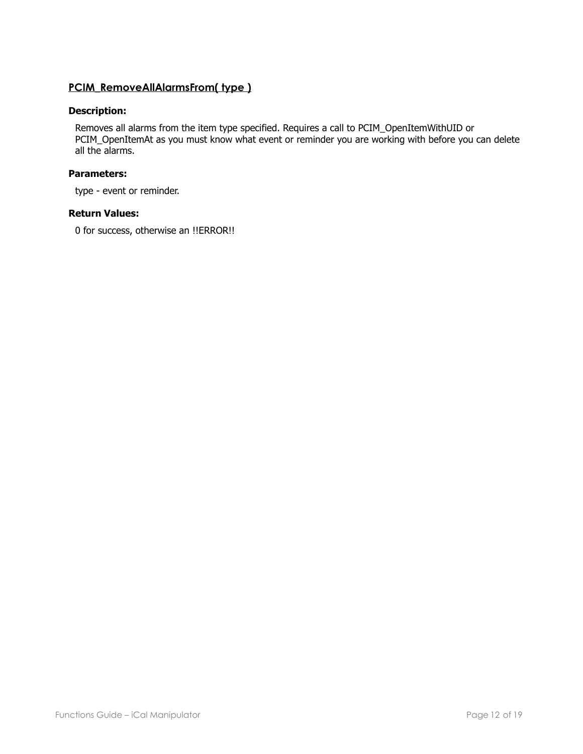## PCIM_RemoveAllAlarmsFrom( type )

### Description:

Removes all alarms from the item type specified. Requires a call to PCIM_OpenItemWithUID or PCIM_OpenItemAt as you must know what event or reminder you are working with before you can delete all the alarms.

### Parameters:

type - event or reminder.

### Return Values:

0 for success, otherwise an !!ERROR!!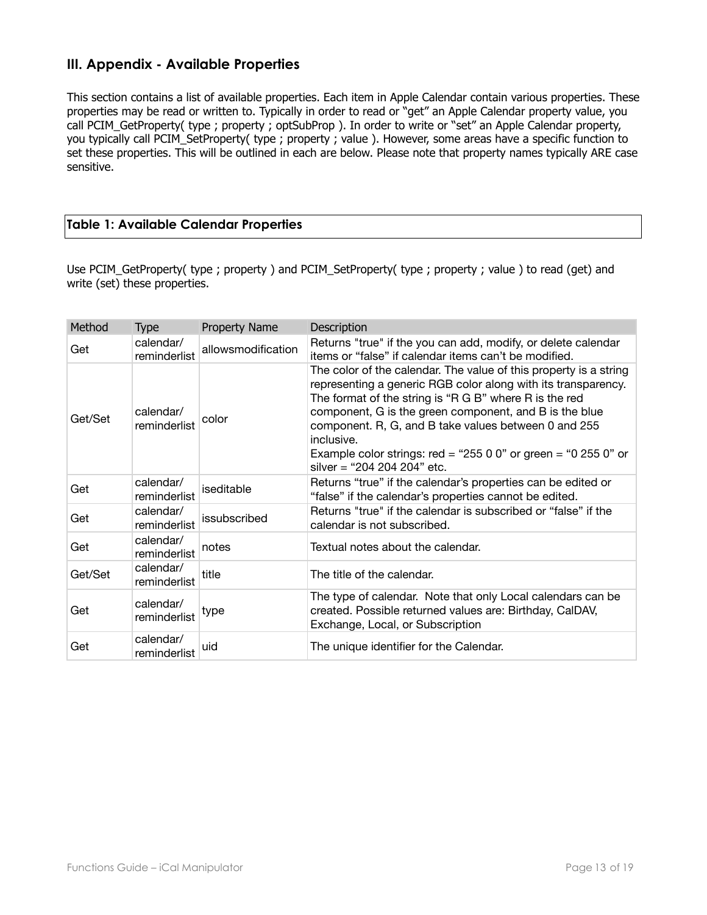## III. Appendix - Available Properties

This section contains a list of available properties. Each item in Apple Calendar contain various properties. These properties may be read or written to. Typically in order to read or "get" an Apple Calendar property value, you call PCIM_GetProperty( type ; property ; optSubProp ). In order to write or "set" an Apple Calendar property, you typically call PCIM_SetProperty( type ; property ; value ). However, some areas have a specific function to set these properties. This will be outlined in each are below. Please note that property names typically ARE case sensitive.

### Table 1: Available Calendar Properties

Use PCIM_GetProperty( type ; property ) and PCIM_SetProperty( type ; property ; value ) to read (get) and write (set) these properties.

| Method | Type | Property Name | Description |
|---|---|---|---|
| Get | calendar/ reminderlist | allowsmodification | Returns "true" if the you can add, modify, or delete calendar items or "false" if calendar items can't be modified. |
| Get/Set | calendar/ reminderlist | color | The color of the calendar. The value of this property is a string representing a generic RGB color along with its transparency. The format of the string is "R G B" where R is the red component, G is the green component, and B is the blue component. R, G, and B take values between 0 and 255 inclusive.<br>Example color strings: red = "255 0 0" or green = "0 255 0" or silver = "204 204 204" etc. |
| Get | calendar/ reminderlist | iseditable | Returns "true" if the calendar's properties can be edited or "false" if the calendar's properties cannot be edited. |
| Get | calendar/ reminderlist | issubscribed | Returns "true" if the calendar is subscribed or "false" if the calendar is not subscribed. |
| Get | calendar/ reminderlist | notes | Textual notes about the calendar. |
| Get/Set | calendar/ reminderlist | title | The title of the calendar. |
| Get | calendar/ reminderlist | type | The type of calendar. Note that only Local calendars can be created. Possible returned values are: Birthday, CalDAV, Exchange, Local, or Subscription |
| Get | calendar/ reminderlist | uid | The unique identifier for the Calendar. |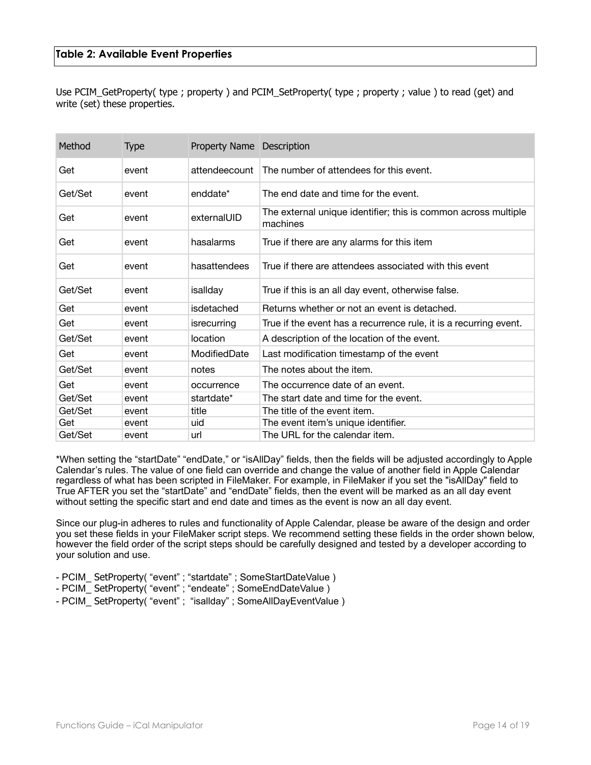## Table 2: Available Event Properties

Use PCIM_GetProperty( type ; property ) and PCIM_SetProperty( type ; property ; value ) to read (get) and write (set) these properties.

| Method | Type | Property Name | Description |
|---|---|---|---|
| Get | event | attendeecount | The number of attendees for this event. |
| Get/Set | event | enddate* | The end date and time for the event. |
| Get | event | externalUID | The external unique identifier; this is common across multiple machines |
| Get | event | hasalarms | True if there are any alarms for this item |
| Get | event | hasattendees | True if there are attendees associated with this event |
| Get/Set | event | isallday | True if this is an all day event, otherwise false. |
| Get | event | isdetached | Returns whether or not an event is detached. |
| Get | event | isrecurring | True if the event has a recurrence rule, it is a recurring event. |
| Get/Set | event | location | A description of the location of the event. |
| Get | event | ModifiedDate | Last modification timestamp of the event |
| Get/Set | event | notes | The notes about the item. |
| Get | event | occurrence | The occurrence date of an event. |
| Get/Set | event | startdate* | The start date and time for the event. |
| Get/Set | event | title | The title of the event item. |
| Get | event | uid | The event item's unique identifier. |
| Get/Set | event | url | The URL for the calendar item. |

*When setting the "startDate" "endDate," or "isAllDay" fields, then the fields will be adjusted accordingly to Apple Calendar's rules. The value of one field can override and change the value of another field in Apple Calendar regardless of what has been scripted in FileMaker. For example, in FileMaker if you set the "isAllDay" field to True AFTER you set the "startDate" and "endDate" fields, then the event will be marked as an all day event without setting the specific start and end date and times as the event is now an all day event.

Since our plug-in adheres to rules and functionality of Apple Calendar, please be aware of the design and order you set these fields in your FileMaker script steps. We recommend setting these fields in the order shown below, however the field order of the script steps should be carefully designed and tested by a developer according to your solution and use.

- PCIM_ SetProperty( "event" ; "startdate" ; SomeStartDateValue )
- PCIM_ SetProperty( "event" ; "endeate" ; SomeEndDateValue )
- PCIM_ SetProperty( "event" ; "isallday" ; SomeAllDayEventValue )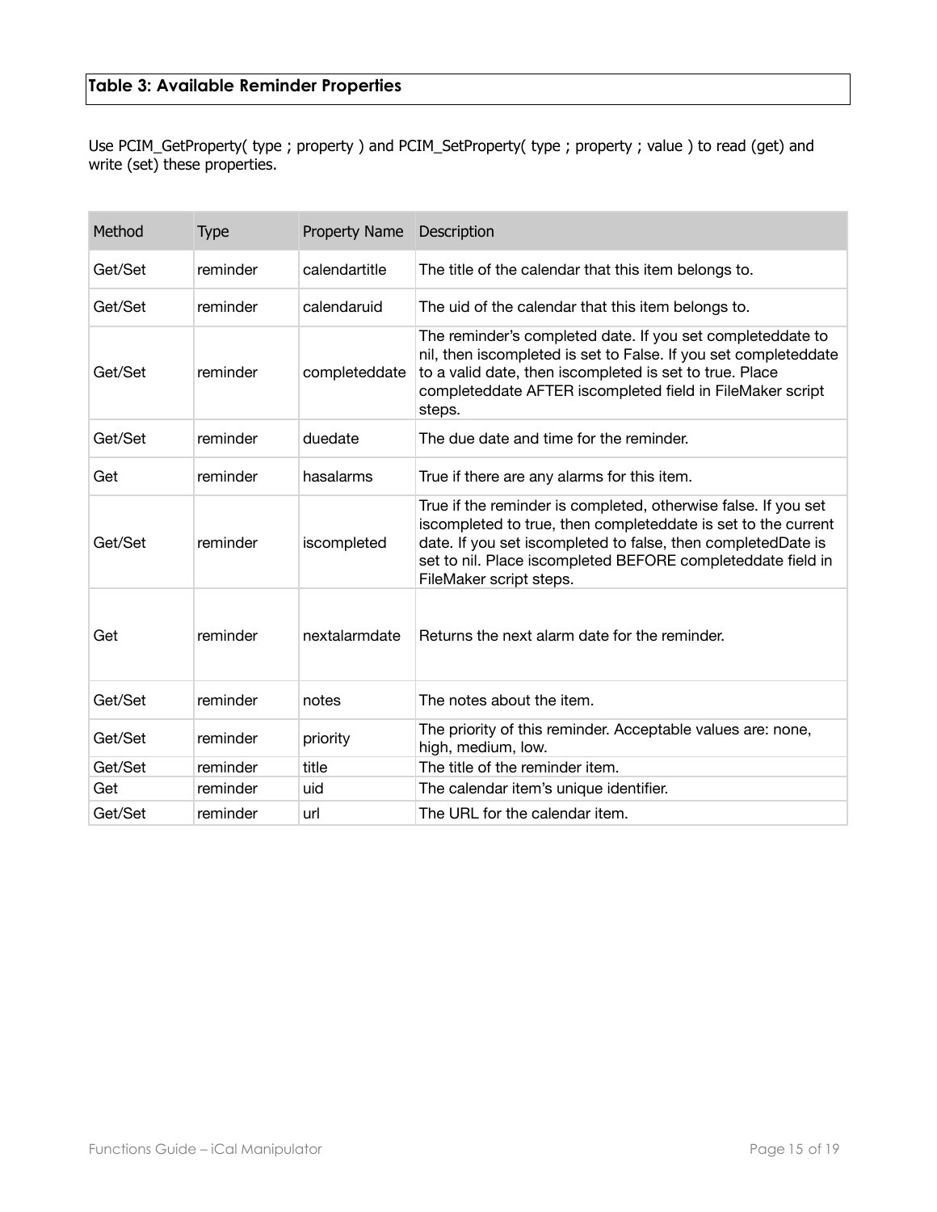## Table 3: Available Reminder Properties

Use PCIM_GetProperty( type ; property ) and PCIM_SetProperty( type ; property ; value ) to read (get) and write (set) these properties.

| Method | Type | Property Name | Description |
|---|---|---|---|
| Get/Set | reminder | calendartitle | The title of the calendar that this item belongs to. |
| Get/Set | reminder | calendaruid | The uid of the calendar that this item belongs to. |
| Get/Set | reminder | completeddate | The reminder's completed date. If you set completeddate to nil, then iscompleted is set to False. If you set completeddate to a valid date, then iscompleted is set to true. Place completeddate AFTER iscompleted field in FileMaker script steps. |
| Get/Set | reminder | duedate | The due date and time for the reminder. |
| Get | reminder | hasalarms | True if there are any alarms for this item. |
| Get/Set | reminder | iscompleted | True if the reminder is completed, otherwise false. If you set iscompleted to true, then completeddate is set to the current date. If you set iscompleted to false, then completedDate is set to nil. Place iscompleted BEFORE completeddate field in FileMaker script steps. |
| Get | reminder | nextalarmdate | Returns the next alarm date for the reminder. |
| Get/Set | reminder | notes | The notes about the item. |
| Get/Set | reminder | priority | The priority of this reminder. Acceptable values are: none, high, medium, low. |
| Get/Set | reminder | title | The title of the reminder item. |
| Get | reminder | uid | The calendar item's unique identifier. |
| Get/Set | reminder | url | The URL for the calendar item. |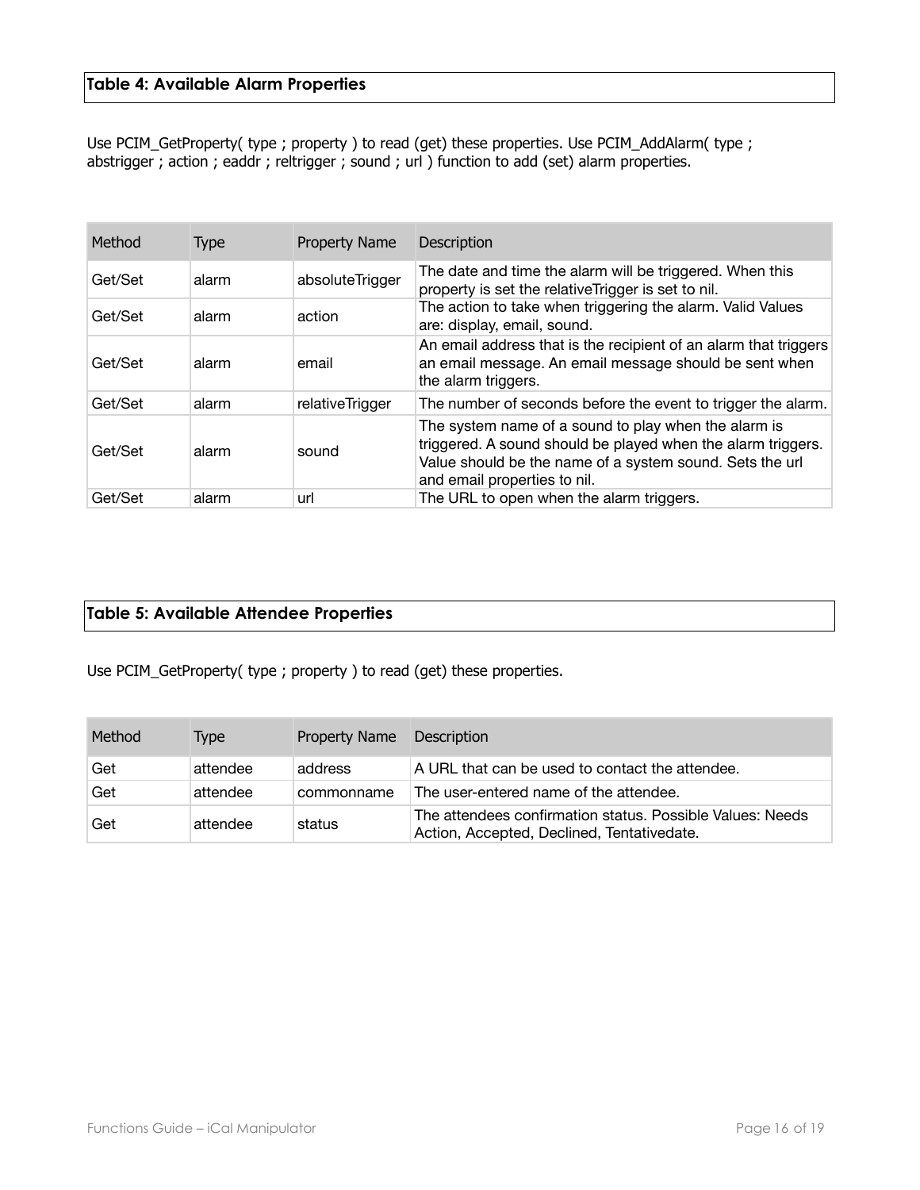### Table 4: Available Alarm Properties

Use PCIM_GetProperty( type ; property ) to read (get) these properties. Use PCIM_AddAlarm( type ; abstrigger ; action ; eaddr ; reltrigger ; sound ; url ) function to add (set) alarm properties.

| Method | Type | Property Name | Description |
|---|---|---|---|
| Get/Set | alarm | absoluteTrigger | The date and time the alarm will be triggered. When this property is set the relativeTrigger is set to nil. |
| Get/Set | alarm | action | The action to take when triggering the alarm. Valid Values are: display, email, sound. |
| Get/Set | alarm | email | An email address that is the recipient of an alarm that triggers an email message. An email message should be sent when the alarm triggers. |
| Get/Set | alarm | relativeTrigger | The number of seconds before the event to trigger the alarm. |
| Get/Set | alarm | sound | The system name of a sound to play when the alarm is triggered. A sound should be played when the alarm triggers. Value should be the name of a system sound. Sets the url and email properties to nil. |
| Get/Set | alarm | url | The URL to open when the alarm triggers. |

### Table 5: Available Attendee Properties

Use PCIM_GetProperty( type ; property ) to read (get) these properties.

| Method | Type | Property Name | Description |
|---|---|---|---|
| Get | attendee | address | A URL that can be used to contact the attendee. |
| Get | attendee | commonname | The user-entered name of the attendee. |
| Get | attendee | status | The attendees confirmation status. Possible Values: Needs Action, Accepted, Declined, Tentativedate. |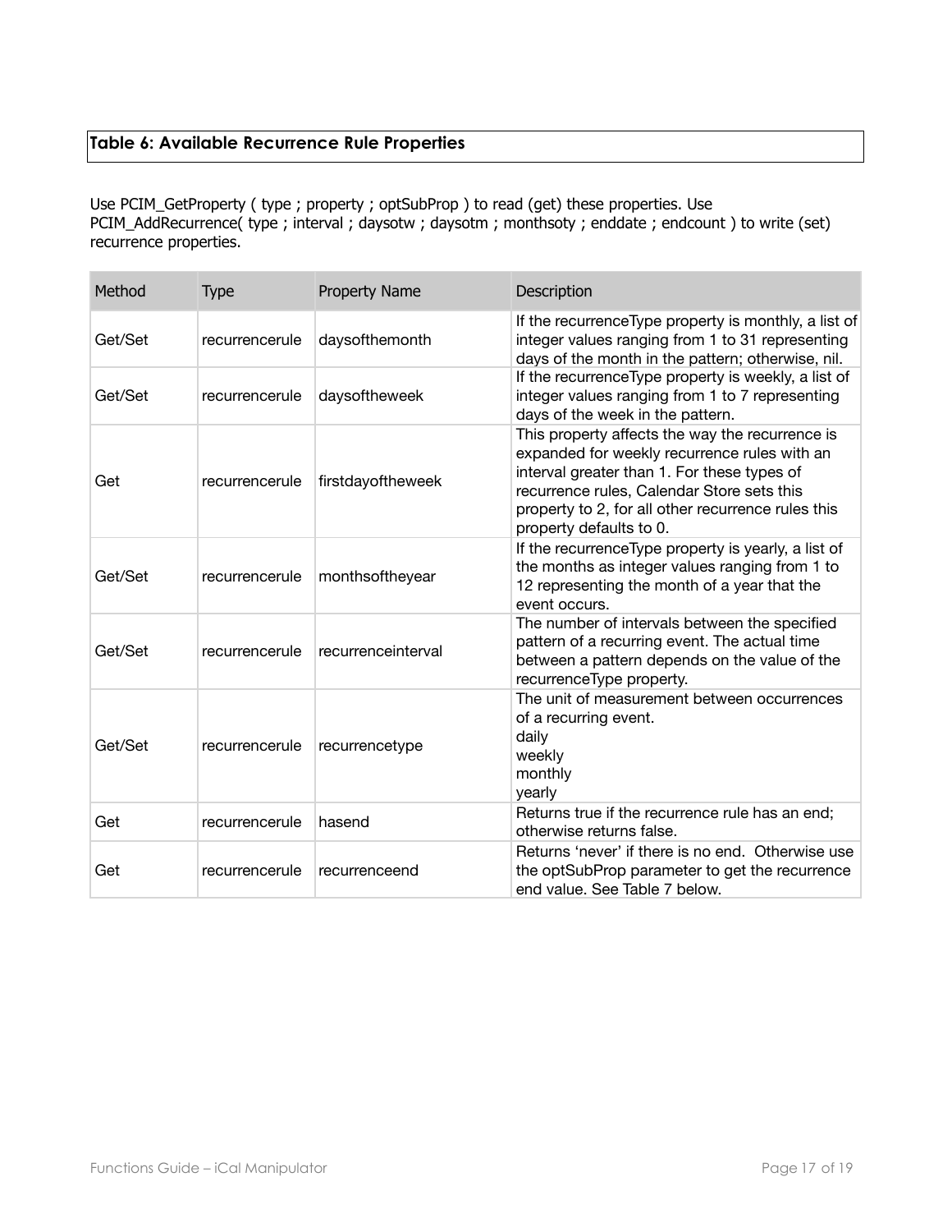**Table 6: Available Recurrence Rule Properties**

Use PCIM_GetProperty ( type ; property ; optSubProp ) to read (get) these properties. Use PCIM_AddRecurrence( type ; interval ; daysotw ; daysotm ; monthsoty ; enddate ; endcount ) to write (set) recurrence properties.

| Method | Type | Property Name | Description |
|---|---|---|---|
| Get/Set | recurrencerule | daysofthemonth | If the recurrenceType property is monthly, a list of integer values ranging from 1 to 31 representing days of the month in the pattern; otherwise, nil. |
| Get/Set | recurrencerule | daysoftheweek | If the recurrenceType property is weekly, a list of integer values ranging from 1 to 7 representing days of the week in the pattern. |
| Get | recurrencerule | firstdayoftheweek | This property affects the way the recurrence is expanded for weekly recurrence rules with an interval greater than 1. For these types of recurrence rules, Calendar Store sets this property to 2, for all other recurrence rules this property defaults to 0. |
| Get/Set | recurrencerule | monthsoftheyear | If the recurrenceType property is yearly, a list of the months as integer values ranging from 1 to 12 representing the month of a year that the event occurs. |
| Get/Set | recurrencerule | recurrenceinterval | The number of intervals between the specified pattern of a recurring event. The actual time between a pattern depends on the value of the recurrenceType property. |
| Get/Set | recurrencerule | recurrencetype | The unit of measurement between occurrences of a recurring event.<br>daily<br>weekly<br>monthly<br>yearly |
| Get | recurrencerule | hasend | Returns true if the recurrence rule has an end; otherwise returns false. |
| Get | recurrencerule | recurrenceend | Returns 'never' if there is no end. Otherwise use the optSubProp parameter to get the recurrence end value. See Table 7 below. |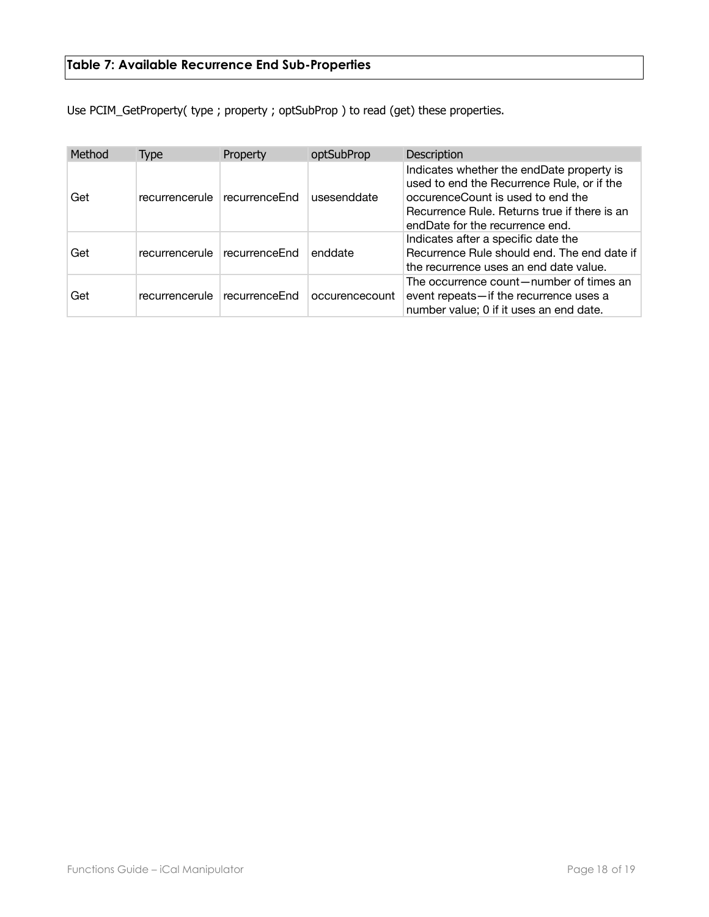## Table 7: Available Recurrence End Sub-Properties

Use PCIM_GetProperty( type ; property ; optSubProp ) to read (get) these properties.

| Method | Type | Property | optSubProp | Description |
|---|---|---|---|---|
| Get | recurrencerule | recurrenceEnd | usesenddate | Indicates whether the endDate property is used to end the Recurrence Rule, or if the occurenceCount is used to end the Recurrence Rule. Returns true if there is an endDate for the recurrence end. |
| Get | recurrencerule | recurrenceEnd | enddate | Indicates after a specific date the Recurrence Rule should end. The end date if the recurrence uses an end date value. |
| Get | recurrencerule | recurrenceEnd | occurencecount | The occurrence count—number of times an event repeats—if the recurrence uses a number value; 0 if it uses an end date. |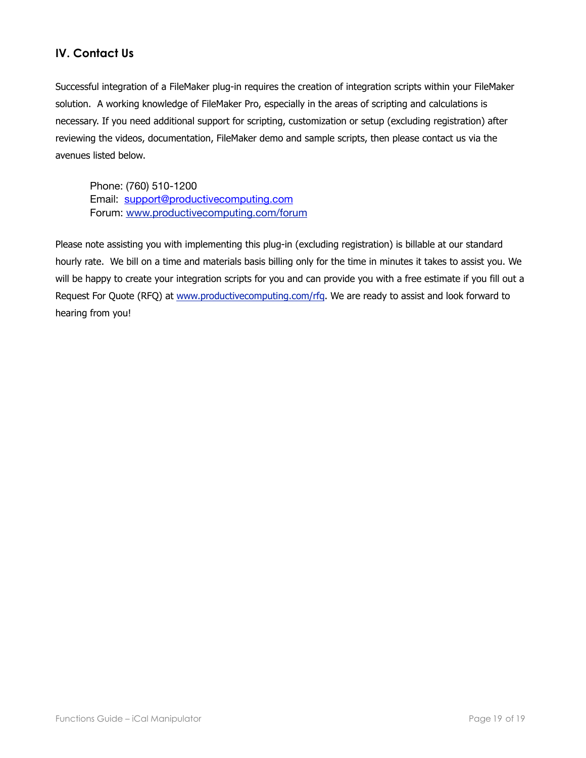## IV. Contact Us

Successful integration of a FileMaker plug-in requires the creation of integration scripts within your FileMaker solution. A working knowledge of FileMaker Pro, especially in the areas of scripting and calculations is necessary. If you need additional support for scripting, customization or setup (excluding registration) after reviewing the videos, documentation, FileMaker demo and sample scripts, then please contact us via the avenues listed below.

Phone: (760) 510-1200
Email: support@productivecomputing.com
Forum: www.productivecomputing.com/forum

Please note assisting you with implementing this plug-in (excluding registration) is billable at our standard hourly rate. We bill on a time and materials basis billing only for the time in minutes it takes to assist you. We will be happy to create your integration scripts for you and can provide you with a free estimate if you fill out a Request For Quote (RFQ) at www.productivecomputing.com/rfq. We are ready to assist and look forward to hearing from you!